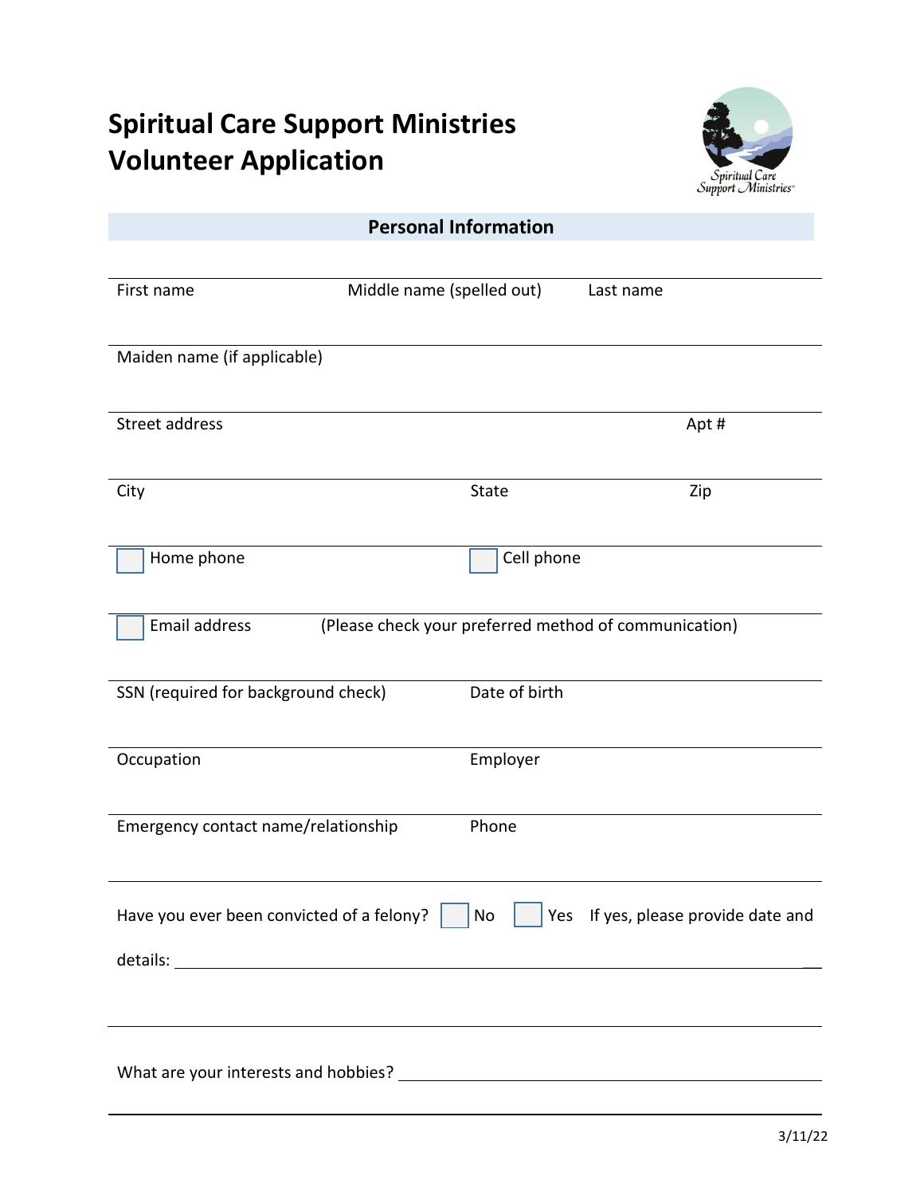# Spiritual Care Support Ministries Volunteer Application

## Personal Information

First name | Middle name (spelled out) | Last name

Maiden name (if applicable)

Street address | Apt #

City | State | Zip

☐ Home phone | ☐ Cell phone

☐ Email address (Please check your preferred method of communication)

SSN (required for background check) | Date of birth

Occupation | Employer

Emergency contact name/relationship | Phone

Have you ever been convicted of a felony? ☐ No ☐ Yes If yes, please provide date and details: \_\_\_\_\_\_\_\_\_\_\_\_\_\_\_\_\_\_\_\_\_\_\_\_\_\_\_\_\_\_\_\_\_\_\_\_\_\_\_\_\_\_\_\_

What are your interests and hobbies? \_\_\_\_\_\_\_\_\_\_\_\_\_\_\_\_\_\_\_\_\_\_\_\_\_\_\_\_\_\_\_\_

3/11/22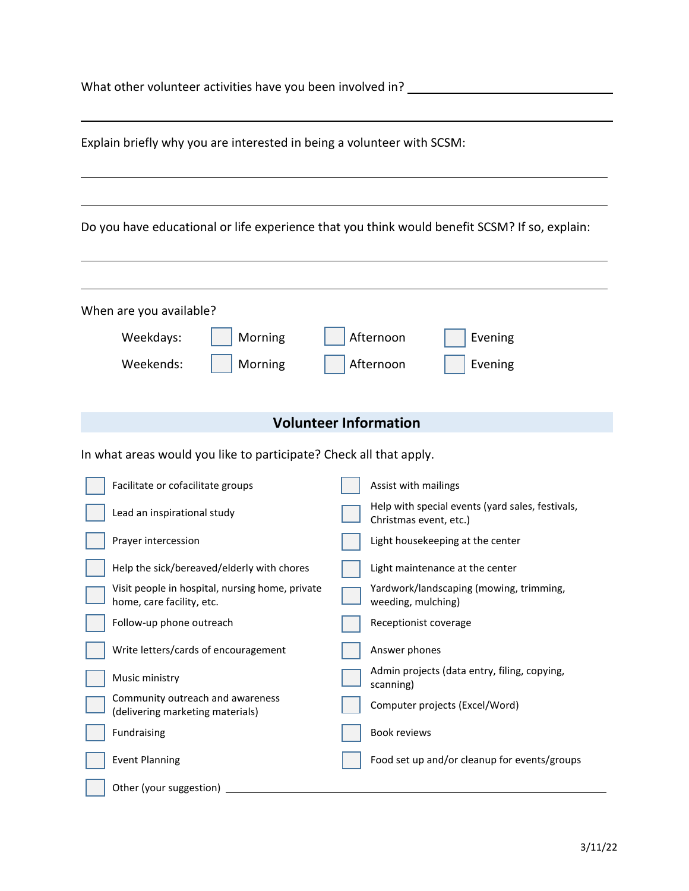What other volunteer activities have you been involved in? ______________________

______________________________________________________________________

Explain briefly why you are interested in being a volunteer with SCSM:

______________________________________________________________________

______________________________________________________________________

Do you have educational or life experience that you think would benefit SCSM? If so, explain:

______________________________________________________________________

______________________________________________________________________

When are you available?

Weekdays: ☐ Morning ☐ Afternoon ☐ Evening

Weekends: ☐ Morning ☐ Afternoon ☐ Evening

## Volunteer Information

In what areas would you like to participate? Check all that apply.

- ☐ Facilitate or cofacilitate groups
- ☐ Lead an inspirational study
- ☐ Prayer intercession
- ☐ Help the sick/bereaved/elderly with chores
- ☐ Visit people in hospital, nursing home, private home, care facility, etc.
- ☐ Follow-up phone outreach
- ☐ Write letters/cards of encouragement
- ☐ Music ministry
- ☐ Community outreach and awareness (delivering marketing materials)
- ☐ Fundraising
- ☐ Event Planning
- ☐ Assist with mailings
- ☐ Help with special events (yard sales, festivals, Christmas event, etc.)
- ☐ Light housekeeping at the center
- ☐ Light maintenance at the center
- ☐ Yardwork/landscaping (mowing, trimming, weeding, mulching)
- ☐ Receptionist coverage
- ☐ Answer phones
- ☐ Admin projects (data entry, filing, copying, scanning)
- ☐ Computer projects (Excel/Word)
- ☐ Book reviews
- ☐ Food set up and/or cleanup for events/groups
- ☐ Other (your suggestion) ______________________

3/11/22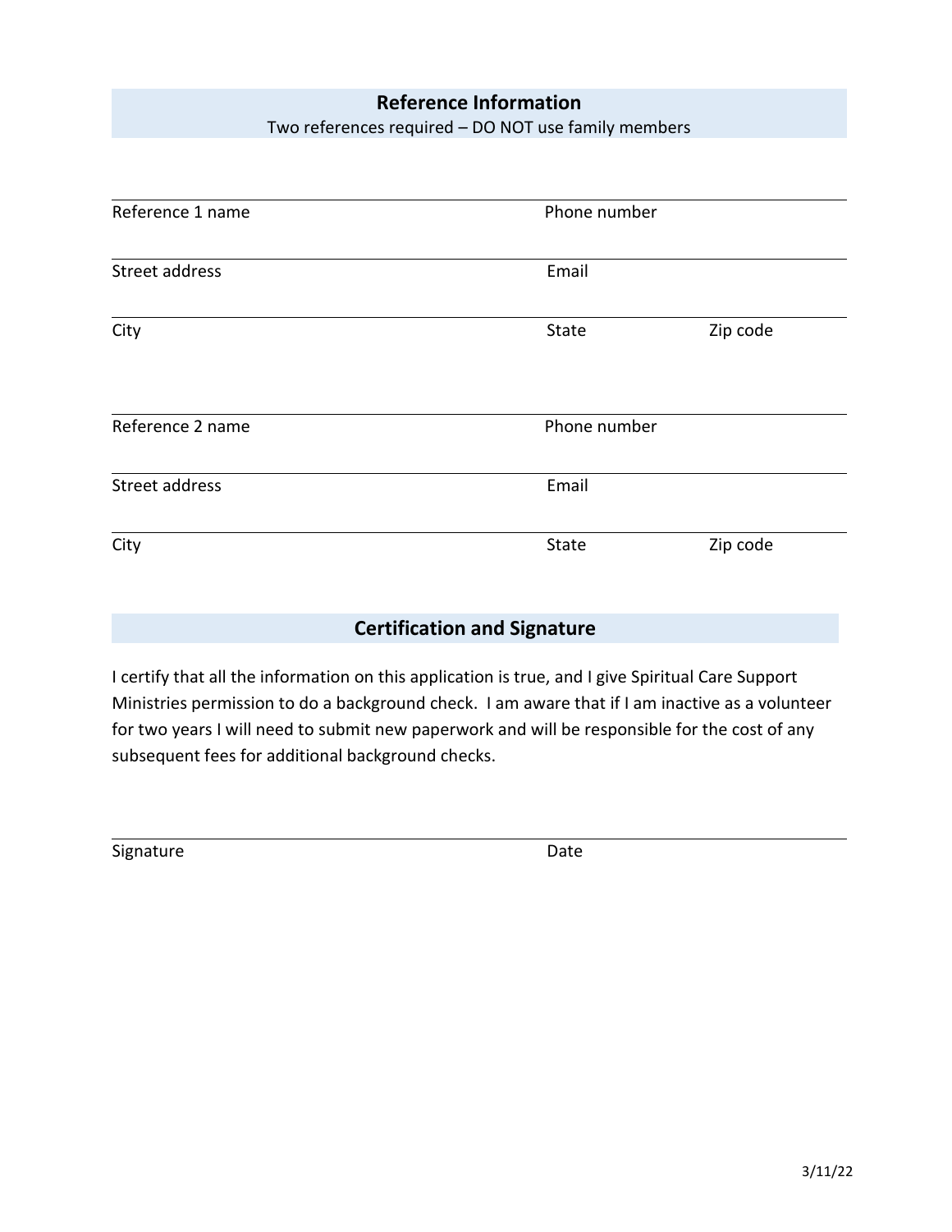## Reference Information

Two references required – DO NOT use family members

Reference 1 name ____________________ Phone number ____________________

Street address ____________________ Email ____________________

City ____________________ State __________ Zip code __________

Reference 2 name ____________________ Phone number ____________________

Street address ____________________ Email ____________________

City ____________________ State __________ Zip code __________

## Certification and Signature

I certify that all the information on this application is true, and I give Spiritual Care Support Ministries permission to do a background check. I am aware that if I am inactive as a volunteer for two years I will need to submit new paperwork and will be responsible for the cost of any subsequent fees for additional background checks.

Signature ____________________ Date ____________________

3/11/22